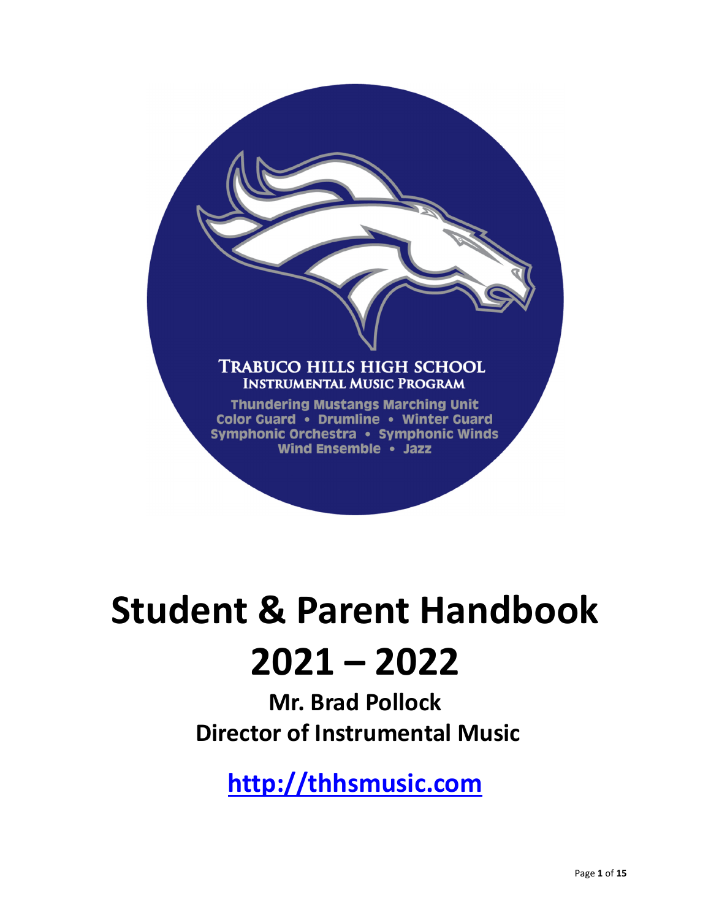TRABUCO HILLS HIGH SCHOOL
INSTRUMENTAL MUSIC PROGRAM

Thundering Mustangs Marching Unit
Color Guard • Drumline • Winter Guard
Symphonic Orchestra • Symphonic Winds
Wind Ensemble • Jazz

# Student & Parent Handbook 2021 – 2022

## Mr. Brad Pollock
## Director of Instrumental Music

**[http://thhsmusic.com](http://thhsmusic.com)**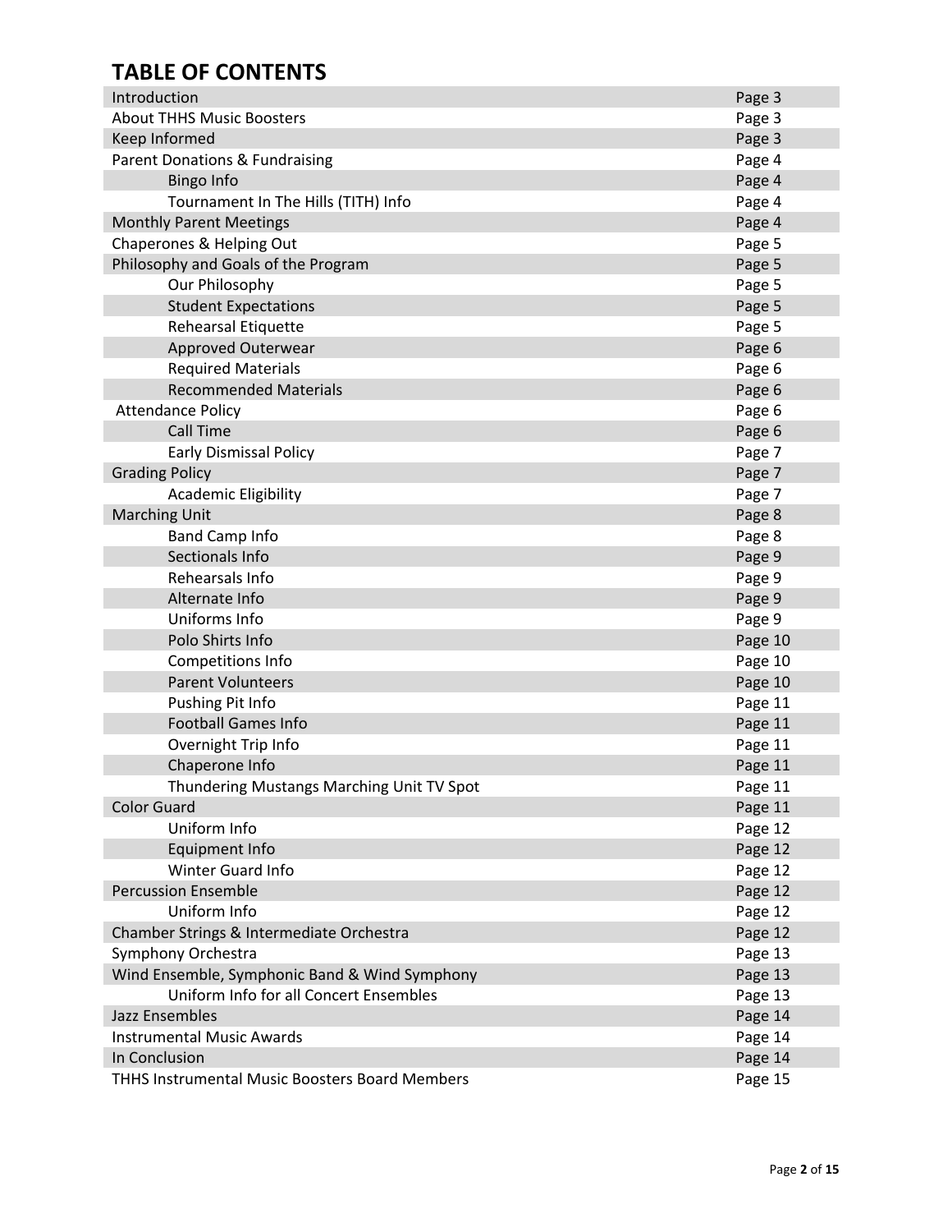# TABLE OF CONTENTS

| | |
|---|---|
| Introduction | Page 3 |
| About THHS Music Boosters | Page 3 |
| Keep Informed | Page 3 |
| Parent Donations & Fundraising | Page 4 |
| Bingo Info | Page 4 |
| Tournament In The Hills (TITH) Info | Page 4 |
| Monthly Parent Meetings | Page 4 |
| Chaperones & Helping Out | Page 5 |
| Philosophy and Goals of the Program | Page 5 |
| Our Philosophy | Page 5 |
| Student Expectations | Page 5 |
| Rehearsal Etiquette | Page 5 |
| Approved Outerwear | Page 6 |
| Required Materials | Page 6 |
| Recommended Materials | Page 6 |
| Attendance Policy | Page 6 |
| Call Time | Page 6 |
| Early Dismissal Policy | Page 7 |
| Grading Policy | Page 7 |
| Academic Eligibility | Page 7 |
| Marching Unit | Page 8 |
| Band Camp Info | Page 8 |
| Sectionals Info | Page 9 |
| Rehearsals Info | Page 9 |
| Alternate Info | Page 9 |
| Uniforms Info | Page 9 |
| Polo Shirts Info | Page 10 |
| Competitions Info | Page 10 |
| Parent Volunteers | Page 10 |
| Pushing Pit Info | Page 11 |
| Football Games Info | Page 11 |
| Overnight Trip Info | Page 11 |
| Chaperone Info | Page 11 |
| Thundering Mustangs Marching Unit TV Spot | Page 11 |
| Color Guard | Page 11 |
| Uniform Info | Page 12 |
| Equipment Info | Page 12 |
| Winter Guard Info | Page 12 |
| Percussion Ensemble | Page 12 |
| Uniform Info | Page 12 |
| Chamber Strings & Intermediate Orchestra | Page 12 |
| Symphony Orchestra | Page 13 |
| Wind Ensemble, Symphonic Band & Wind Symphony | Page 13 |
| Uniform Info for all Concert Ensembles | Page 13 |
| Jazz Ensembles | Page 14 |
| Instrumental Music Awards | Page 14 |
| In Conclusion | Page 14 |
| THHS Instrumental Music Boosters Board Members | Page 15 |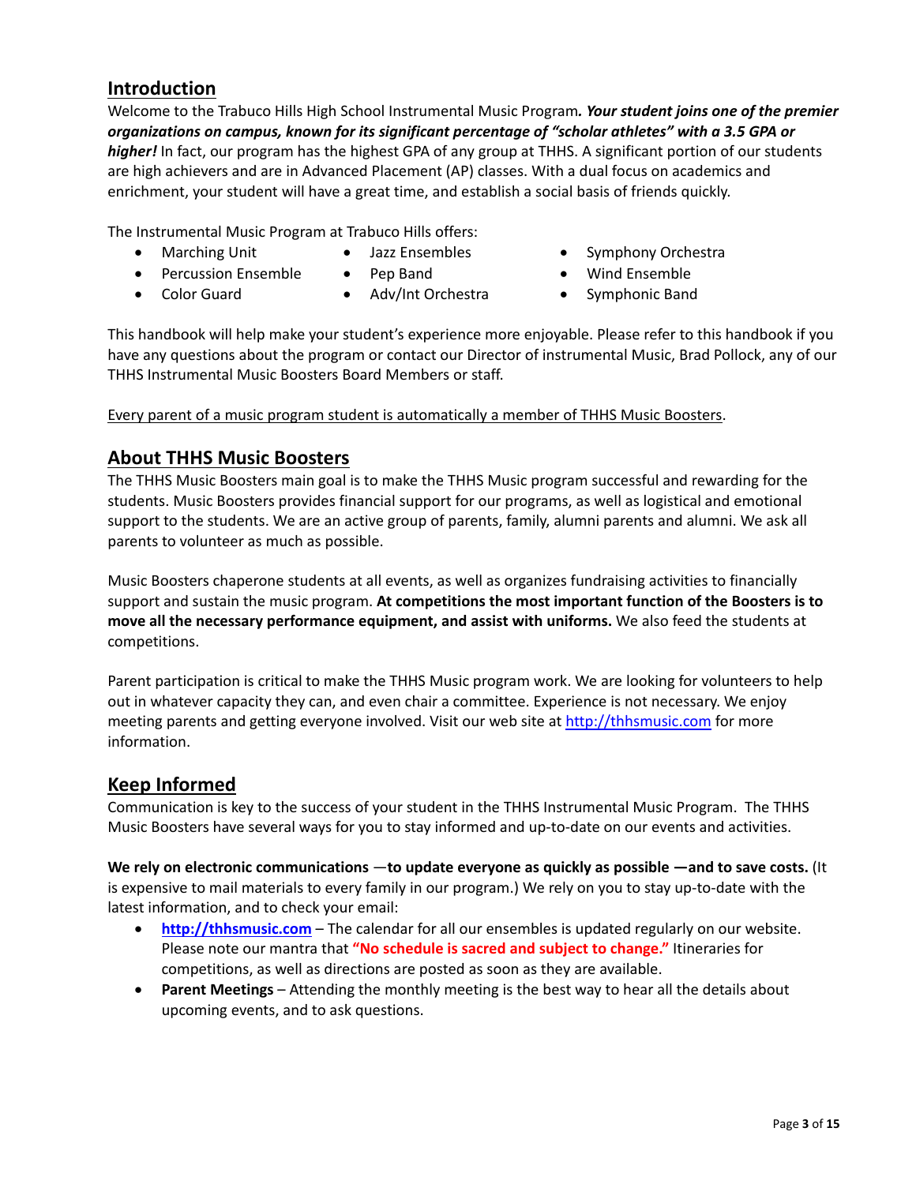## Introduction

Welcome to the Trabuco Hills High School Instrumental Music Program***. Your student joins one of the premier organizations on campus, known for its significant percentage of "scholar athletes" with a 3.5 GPA or higher!*** In fact, our program has the highest GPA of any group at THHS. A significant portion of our students are high achievers and are in Advanced Placement (AP) classes. With a dual focus on academics and enrichment, your student will have a great time, and establish a social basis of friends quickly.

The Instrumental Music Program at Trabuco Hills offers:

- Marching Unit
- Percussion Ensemble
- Color Guard
- Jazz Ensembles
- Pep Band
- Adv/Int Orchestra
- Symphony Orchestra
- Wind Ensemble
- Symphonic Band

This handbook will help make your student's experience more enjoyable. Please refer to this handbook if you have any questions about the program or contact our Director of instrumental Music, Brad Pollock, any of our THHS Instrumental Music Boosters Board Members or staff.

<u>Every parent of a music program student is automatically a member of THHS Music Boosters</u>.

## About THHS Music Boosters

The THHS Music Boosters main goal is to make the THHS Music program successful and rewarding for the students. Music Boosters provides financial support for our programs, as well as logistical and emotional support to the students. We are an active group of parents, family, alumni parents and alumni. We ask all parents to volunteer as much as possible.

Music Boosters chaperone students at all events, as well as organizes fundraising activities to financially support and sustain the music program. **At competitions the most important function of the Boosters is to move all the necessary performance equipment, and assist with uniforms.** We also feed the students at competitions.

Parent participation is critical to make the THHS Music program work. We are looking for volunteers to help out in whatever capacity they can, and even chair a committee. Experience is not necessary. We enjoy meeting parents and getting everyone involved. Visit our web site at http://thhsmusic.com for more information.

## Keep Informed

Communication is key to the success of your student in the THHS Instrumental Music Program. The THHS Music Boosters have several ways for you to stay informed and up-to-date on our events and activities.

**We rely on electronic communications —to update everyone as quickly as possible —and to save costs.** (It is expensive to mail materials to every family in our program.) We rely on you to stay up-to-date with the latest information, and to check your email:

- **http://thhsmusic.com** – The calendar for all our ensembles is updated regularly on our website. Please note our mantra that **"No schedule is sacred and subject to change."** Itineraries for competitions, as well as directions are posted as soon as they are available.
- **Parent Meetings** – Attending the monthly meeting is the best way to hear all the details about upcoming events, and to ask questions.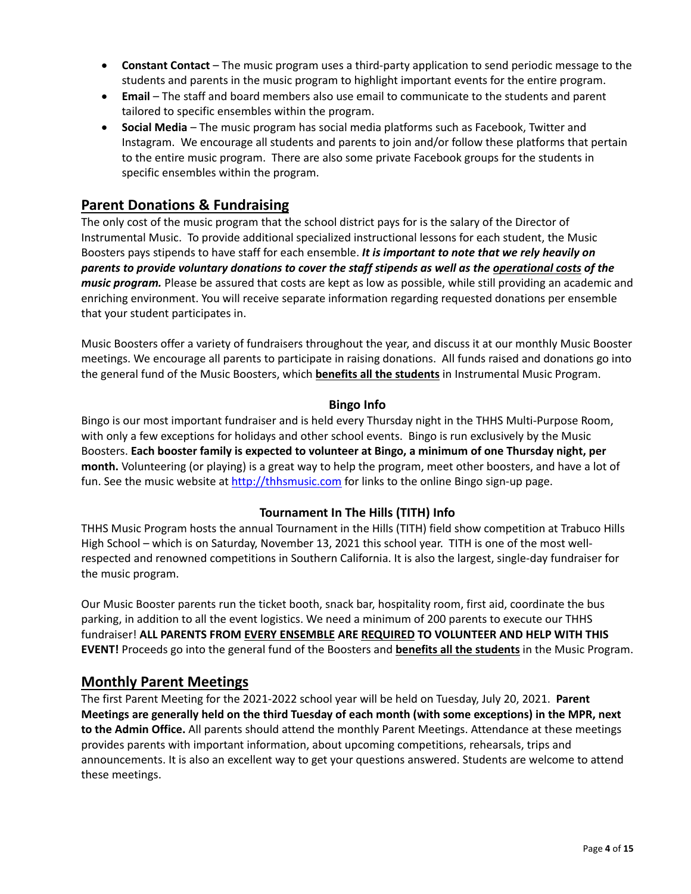- **Constant Contact** – The music program uses a third-party application to send periodic message to the students and parents in the music program to highlight important events for the entire program.
- **Email** – The staff and board members also use email to communicate to the students and parent tailored to specific ensembles within the program.
- **Social Media** – The music program has social media platforms such as Facebook, Twitter and Instagram. We encourage all students and parents to join and/or follow these platforms that pertain to the entire music program. There are also some private Facebook groups for the students in specific ensembles within the program.

## Parent Donations & Fundraising

The only cost of the music program that the school district pays for is the salary of the Director of Instrumental Music. To provide additional specialized instructional lessons for each student, the Music Boosters pays stipends to have staff for each ensemble. ***It is important to note that we rely heavily on parents to provide voluntary donations to cover the staff stipends as well as the operational costs of the music program.*** Please be assured that costs are kept as low as possible, while still providing an academic and enriching environment. You will receive separate information regarding requested donations per ensemble that your student participates in.

Music Boosters offer a variety of fundraisers throughout the year, and discuss it at our monthly Music Booster meetings. We encourage all parents to participate in raising donations. All funds raised and donations go into the general fund of the Music Boosters, which **benefits all the students** in Instrumental Music Program.

### Bingo Info

Bingo is our most important fundraiser and is held every Thursday night in the THHS Multi-Purpose Room, with only a few exceptions for holidays and other school events. Bingo is run exclusively by the Music Boosters. **Each booster family is expected to volunteer at Bingo, a minimum of one Thursday night, per month.** Volunteering (or playing) is a great way to help the program, meet other boosters, and have a lot of fun. See the music website at http://thhsmusic.com for links to the online Bingo sign-up page.

### Tournament In The Hills (TITH) Info

THHS Music Program hosts the annual Tournament in the Hills (TITH) field show competition at Trabuco Hills High School – which is on Saturday, November 13, 2021 this school year. TITH is one of the most well-respected and renowned competitions in Southern California. It is also the largest, single-day fundraiser for the music program.

Our Music Booster parents run the ticket booth, snack bar, hospitality room, first aid, coordinate the bus parking, in addition to all the event logistics. We need a minimum of 200 parents to execute our THHS fundraiser! **ALL PARENTS FROM EVERY ENSEMBLE ARE REQUIRED TO VOLUNTEER AND HELP WITH THIS EVENT!** Proceeds go into the general fund of the Boosters and **benefits all the students** in the Music Program.

## Monthly Parent Meetings

The first Parent Meeting for the 2021-2022 school year will be held on Tuesday, July 20, 2021. **Parent Meetings are generally held on the third Tuesday of each month (with some exceptions) in the MPR, next to the Admin Office.** All parents should attend the monthly Parent Meetings. Attendance at these meetings provides parents with important information, about upcoming competitions, rehearsals, trips and announcements. It is also an excellent way to get your questions answered. Students are welcome to attend these meetings.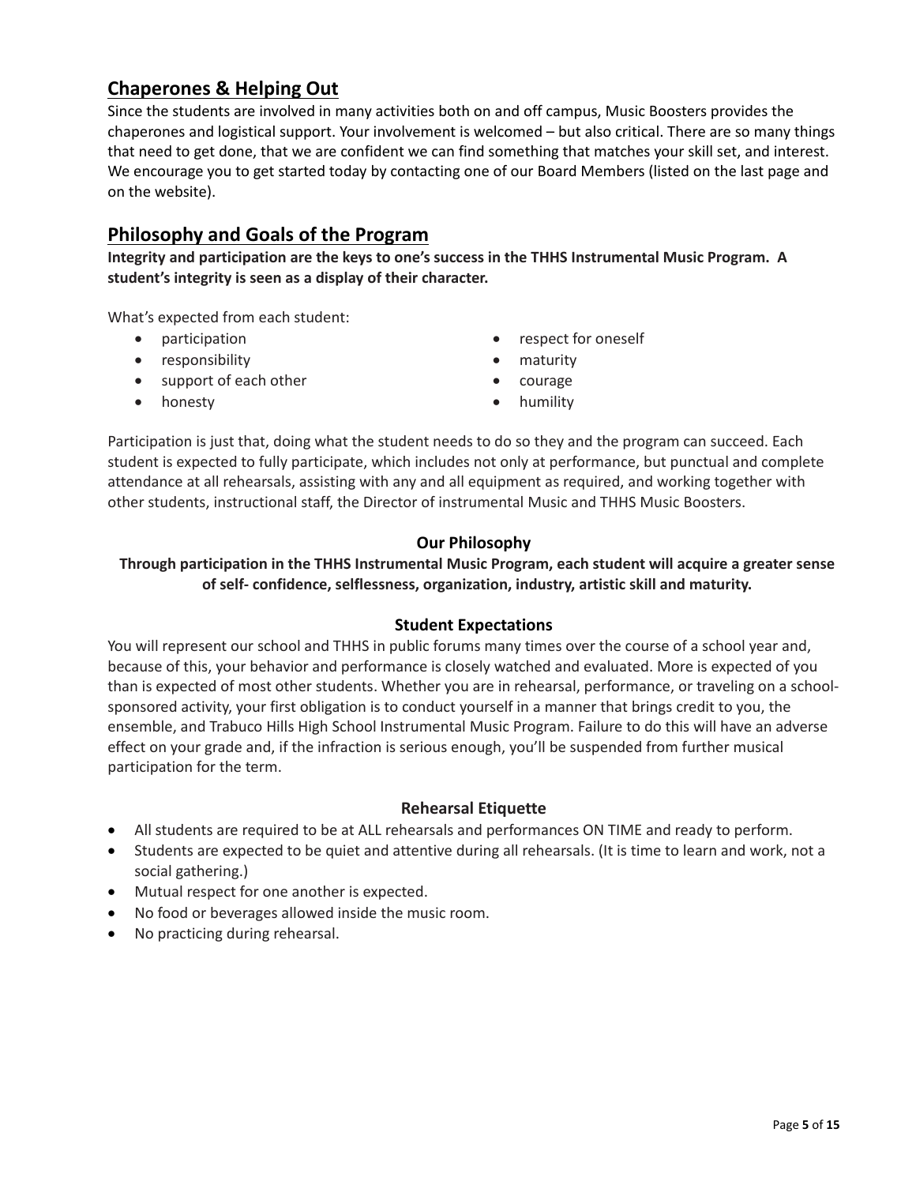## Chaperones & Helping Out

Since the students are involved in many activities both on and off campus, Music Boosters provides the chaperones and logistical support. Your involvement is welcomed – but also critical. There are so many things that need to get done, that we are confident we can find something that matches your skill set, and interest. We encourage you to get started today by contacting one of our Board Members (listed on the last page and on the website).

## Philosophy and Goals of the Program

**Integrity and participation are the keys to one's success in the THHS Instrumental Music Program. A student's integrity is seen as a display of their character.**

What's expected from each student:

- participation
- responsibility
- support of each other
- honesty
- respect for oneself
- maturity
- courage
- humility

Participation is just that, doing what the student needs to do so they and the program can succeed. Each student is expected to fully participate, which includes not only at performance, but punctual and complete attendance at all rehearsals, assisting with any and all equipment as required, and working together with other students, instructional staff, the Director of instrumental Music and THHS Music Boosters.

### Our Philosophy

**Through participation in the THHS Instrumental Music Program, each student will acquire a greater sense of self- confidence, selflessness, organization, industry, artistic skill and maturity.**

### Student Expectations

You will represent our school and THHS in public forums many times over the course of a school year and, because of this, your behavior and performance is closely watched and evaluated. More is expected of you than is expected of most other students. Whether you are in rehearsal, performance, or traveling on a school-sponsored activity, your first obligation is to conduct yourself in a manner that brings credit to you, the ensemble, and Trabuco Hills High School Instrumental Music Program. Failure to do this will have an adverse effect on your grade and, if the infraction is serious enough, you'll be suspended from further musical participation for the term.

### Rehearsal Etiquette

- All students are required to be at ALL rehearsals and performances ON TIME and ready to perform.
- Students are expected to be quiet and attentive during all rehearsals. (It is time to learn and work, not a social gathering.)
- Mutual respect for one another is expected.
- No food or beverages allowed inside the music room.
- No practicing during rehearsal.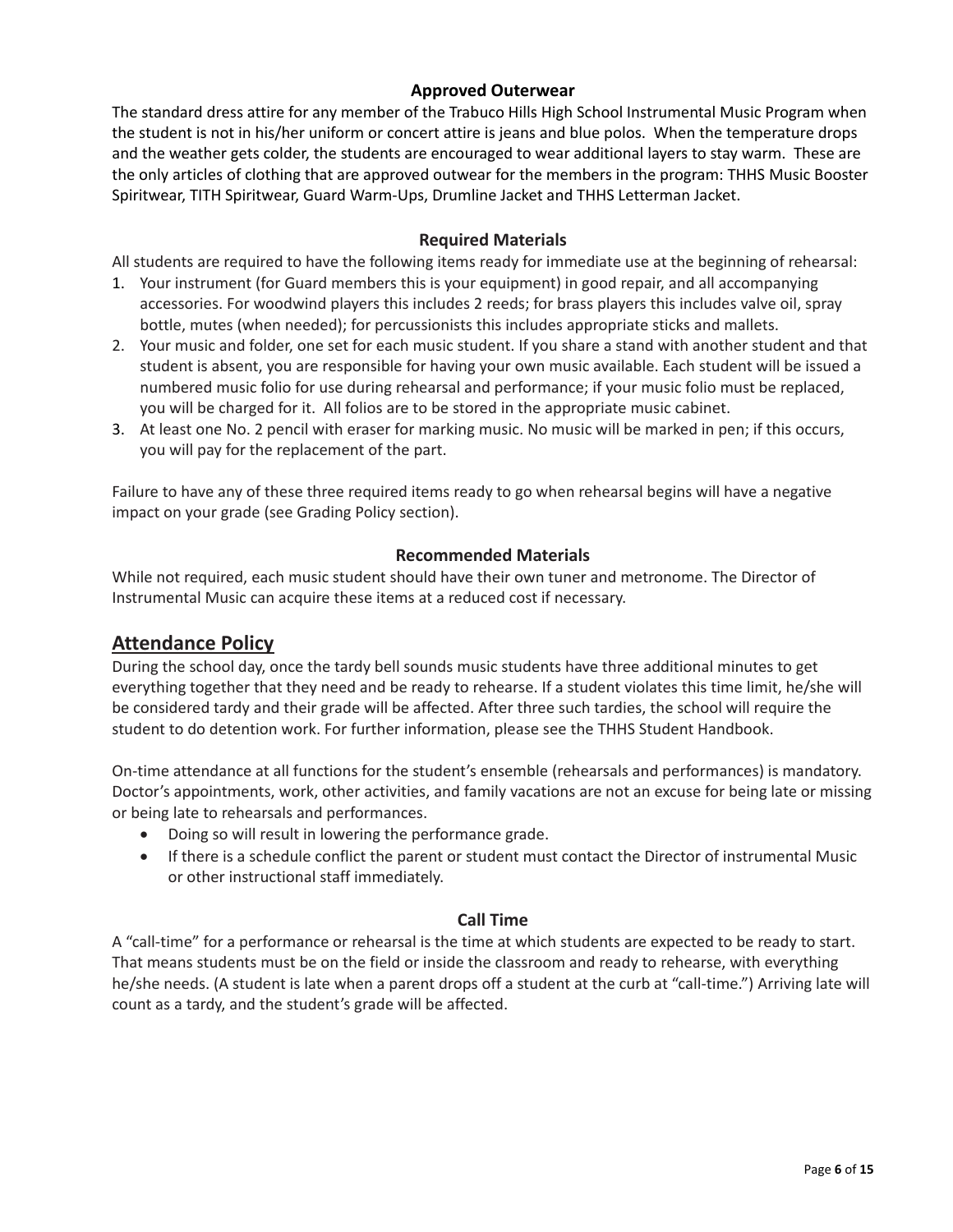### Approved Outerwear

The standard dress attire for any member of the Trabuco Hills High School Instrumental Music Program when the student is not in his/her uniform or concert attire is jeans and blue polos. When the temperature drops and the weather gets colder, the students are encouraged to wear additional layers to stay warm. These are the only articles of clothing that are approved outwear for the members in the program: THHS Music Booster Spiritwear, TITH Spiritwear, Guard Warm-Ups, Drumline Jacket and THHS Letterman Jacket.

### Required Materials

All students are required to have the following items ready for immediate use at the beginning of rehearsal:

1. Your instrument (for Guard members this is your equipment) in good repair, and all accompanying accessories. For woodwind players this includes 2 reeds; for brass players this includes valve oil, spray bottle, mutes (when needed); for percussionists this includes appropriate sticks and mallets.
2. Your music and folder, one set for each music student. If you share a stand with another student and that student is absent, you are responsible for having your own music available. Each student will be issued a numbered music folio for use during rehearsal and performance; if your music folio must be replaced, you will be charged for it. All folios are to be stored in the appropriate music cabinet.
3. At least one No. 2 pencil with eraser for marking music. No music will be marked in pen; if this occurs, you will pay for the replacement of the part.

Failure to have any of these three required items ready to go when rehearsal begins will have a negative impact on your grade (see Grading Policy section).

### Recommended Materials

While not required, each music student should have their own tuner and metronome. The Director of Instrumental Music can acquire these items at a reduced cost if necessary.

## Attendance Policy

During the school day, once the tardy bell sounds music students have three additional minutes to get everything together that they need and be ready to rehearse. If a student violates this time limit, he/she will be considered tardy and their grade will be affected. After three such tardies, the school will require the student to do detention work. For further information, please see the THHS Student Handbook.

On-time attendance at all functions for the student's ensemble (rehearsals and performances) is mandatory. Doctor's appointments, work, other activities, and family vacations are not an excuse for being late or missing or being late to rehearsals and performances.

- Doing so will result in lowering the performance grade.
- If there is a schedule conflict the parent or student must contact the Director of instrumental Music or other instructional staff immediately.

### Call Time

A "call-time" for a performance or rehearsal is the time at which students are expected to be ready to start. That means students must be on the field or inside the classroom and ready to rehearse, with everything he/she needs. (A student is late when a parent drops off a student at the curb at "call-time.") Arriving late will count as a tardy, and the student's grade will be affected.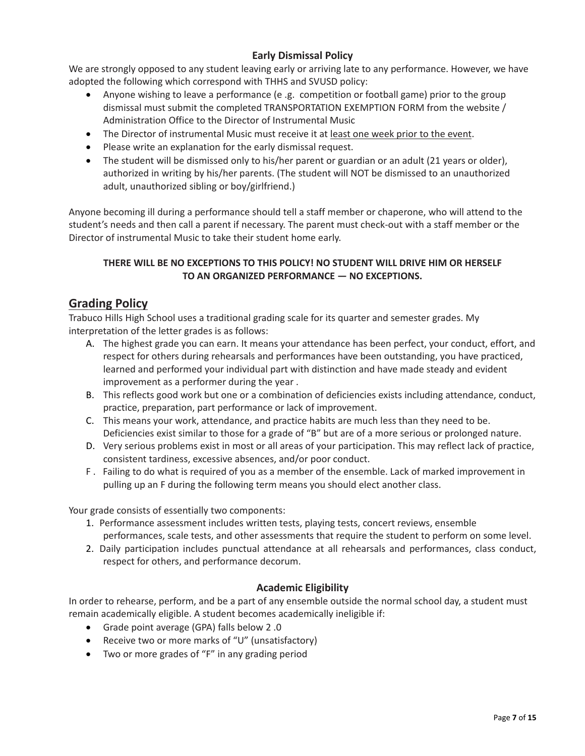### Early Dismissal Policy

We are strongly opposed to any student leaving early or arriving late to any performance. However, we have adopted the following which correspond with THHS and SVUSD policy:

- Anyone wishing to leave a performance (e .g. competition or football game) prior to the group dismissal must submit the completed TRANSPORTATION EXEMPTION FORM from the website / Administration Office to the Director of Instrumental Music
- The Director of instrumental Music must receive it at least one week prior to the event.
- Please write an explanation for the early dismissal request.
- The student will be dismissed only to his/her parent or guardian or an adult (21 years or older), authorized in writing by his/her parents. (The student will NOT be dismissed to an unauthorized adult, unauthorized sibling or boy/girlfriend.)

Anyone becoming ill during a performance should tell a staff member or chaperone, who will attend to the student's needs and then call a parent if necessary. The parent must check-out with a staff member or the Director of instrumental Music to take their student home early.

**THERE WILL BE NO EXCEPTIONS TO THIS POLICY! NO STUDENT WILL DRIVE HIM OR HERSELF TO AN ORGANIZED PERFORMANCE — NO EXCEPTIONS.**

## Grading Policy

Trabuco Hills High School uses a traditional grading scale for its quarter and semester grades. My interpretation of the letter grades is as follows:

A. The highest grade you can earn. It means your attendance has been perfect, your conduct, effort, and respect for others during rehearsals and performances have been outstanding, you have practiced, learned and performed your individual part with distinction and have made steady and evident improvement as a performer during the year .

B. This reflects good work but one or a combination of deficiencies exists including attendance, conduct, practice, preparation, part performance or lack of improvement.

C. This means your work, attendance, and practice habits are much less than they need to be. Deficiencies exist similar to those for a grade of "B" but are of a more serious or prolonged nature.

D. Very serious problems exist in most or all areas of your participation. This may reflect lack of practice, consistent tardiness, excessive absences, and/or poor conduct.

F . Failing to do what is required of you as a member of the ensemble. Lack of marked improvement in pulling up an F during the following term means you should elect another class.

Your grade consists of essentially two components:

1. Performance assessment includes written tests, playing tests, concert reviews, ensemble performances, scale tests, and other assessments that require the student to perform on some level.
2. Daily participation includes punctual attendance at all rehearsals and performances, class conduct, respect for others, and performance decorum.

### Academic Eligibility

In order to rehearse, perform, and be a part of any ensemble outside the normal school day, a student must remain academically eligible. A student becomes academically ineligible if:

- Grade point average (GPA) falls below 2 .0
- Receive two or more marks of "U" (unsatisfactory)
- Two or more grades of "F" in any grading period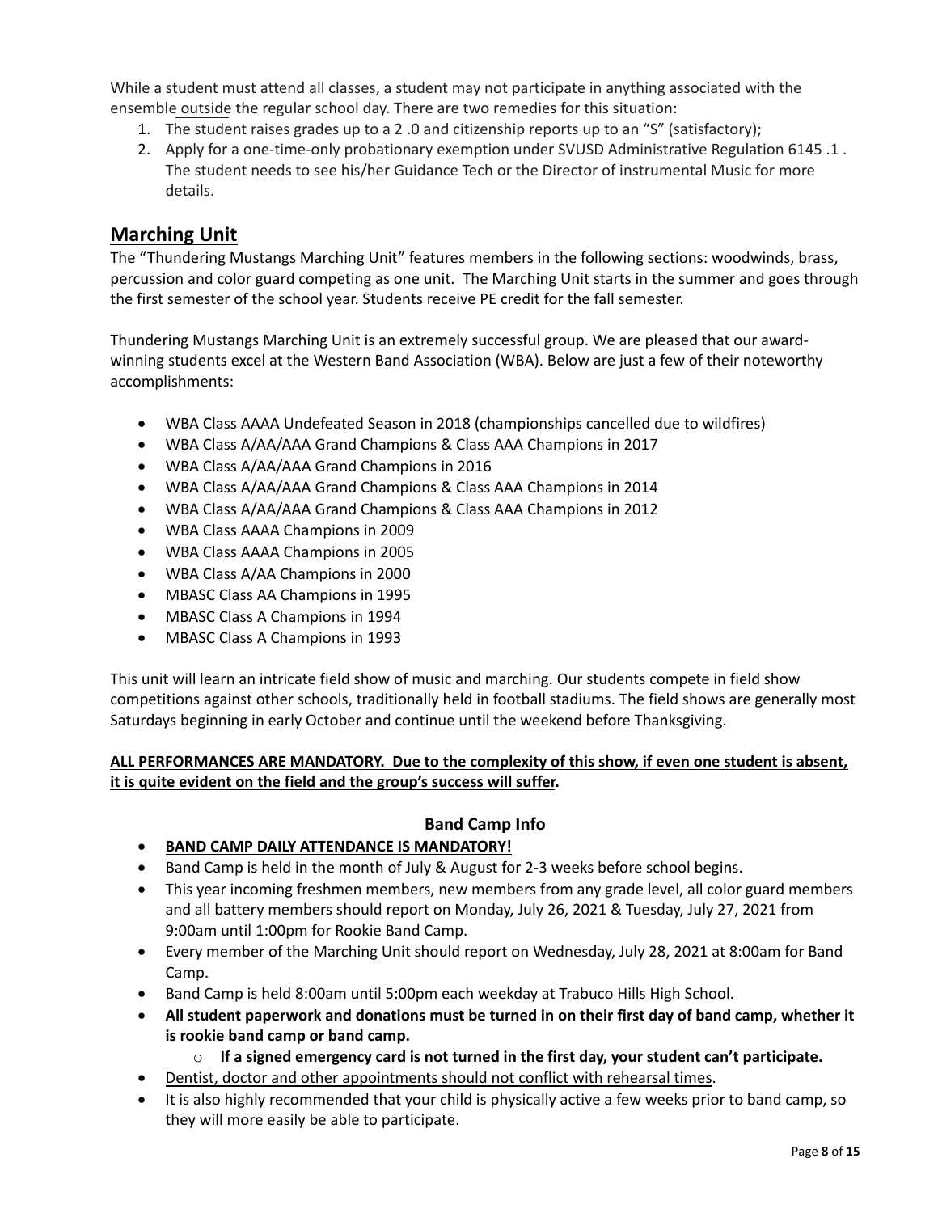While a student must attend all classes, a student may not participate in anything associated with the ensemble outside the regular school day. There are two remedies for this situation:

1. The student raises grades up to a 2 .0 and citizenship reports up to an "S" (satisfactory);
2. Apply for a one-time-only probationary exemption under SVUSD Administrative Regulation 6145 .1 . The student needs to see his/her Guidance Tech or the Director of instrumental Music for more details.

## Marching Unit

The "Thundering Mustangs Marching Unit" features members in the following sections: woodwinds, brass, percussion and color guard competing as one unit. The Marching Unit starts in the summer and goes through the first semester of the school year. Students receive PE credit for the fall semester.

Thundering Mustangs Marching Unit is an extremely successful group. We are pleased that our award-winning students excel at the Western Band Association (WBA). Below are just a few of their noteworthy accomplishments:

- WBA Class AAAA Undefeated Season in 2018 (championships cancelled due to wildfires)
- WBA Class A/AA/AAA Grand Champions & Class AAA Champions in 2017
- WBA Class A/AA/AAA Grand Champions in 2016
- WBA Class A/AA/AAA Grand Champions & Class AAA Champions in 2014
- WBA Class A/AA/AAA Grand Champions & Class AAA Champions in 2012
- WBA Class AAAA Champions in 2009
- WBA Class AAAA Champions in 2005
- WBA Class A/AA Champions in 2000
- MBASC Class AA Champions in 1995
- MBASC Class A Champions in 1994
- MBASC Class A Champions in 1993

This unit will learn an intricate field show of music and marching. Our students compete in field show competitions against other schools, traditionally held in football stadiums. The field shows are generally most Saturdays beginning in early October and continue until the weekend before Thanksgiving.

**ALL PERFORMANCES ARE MANDATORY. Due to the complexity of this show, if even one student is absent, it is quite evident on the field and the group's success will suffer.**

### Band Camp Info

- **BAND CAMP DAILY ATTENDANCE IS MANDATORY!**
- Band Camp is held in the month of July & August for 2-3 weeks before school begins.
- This year incoming freshmen members, new members from any grade level, all color guard members and all battery members should report on Monday, July 26, 2021 & Tuesday, July 27, 2021 from 9:00am until 1:00pm for Rookie Band Camp.
- Every member of the Marching Unit should report on Wednesday, July 28, 2021 at 8:00am for Band Camp.
- Band Camp is held 8:00am until 5:00pm each weekday at Trabuco Hills High School.
- **All student paperwork and donations must be turned in on their first day of band camp, whether it is rookie band camp or band camp.**
  - **If a signed emergency card is not turned in the first day, your student can't participate.**
- Dentist, doctor and other appointments should not conflict with rehearsal times.
- It is also highly recommended that your child is physically active a few weeks prior to band camp, so they will more easily be able to participate.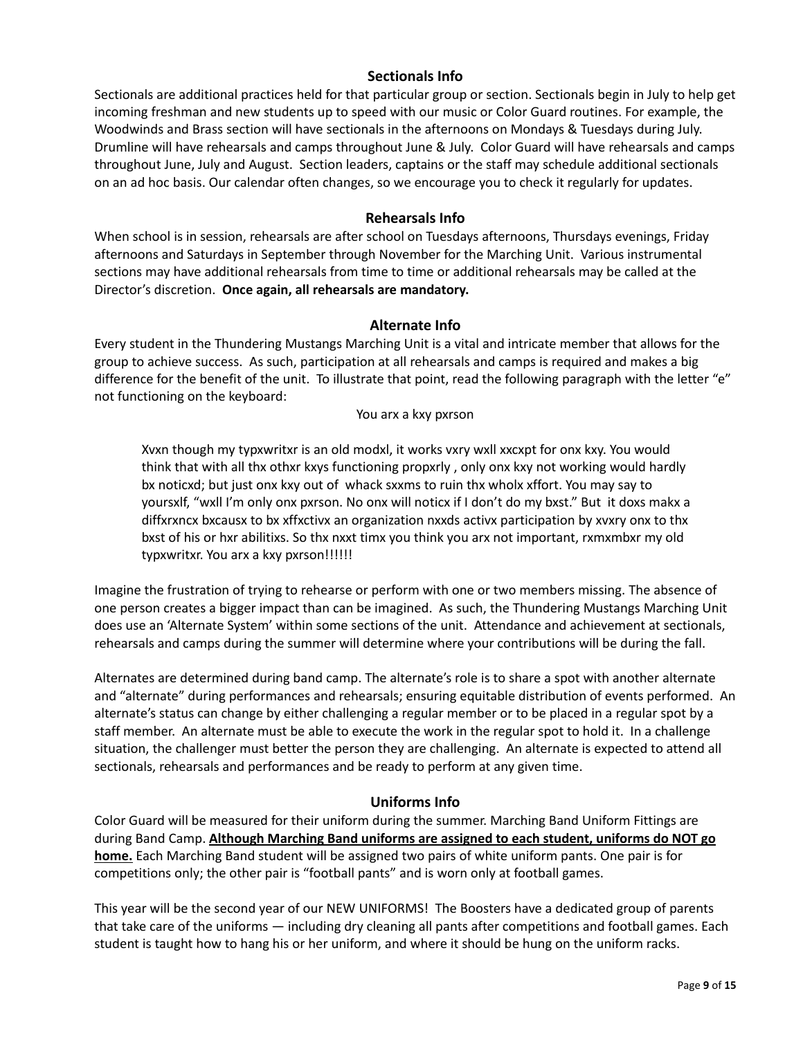## Sectionals Info

Sectionals are additional practices held for that particular group or section. Sectionals begin in July to help get incoming freshman and new students up to speed with our music or Color Guard routines. For example, the Woodwinds and Brass section will have sectionals in the afternoons on Mondays & Tuesdays during July. Drumline will have rehearsals and camps throughout June & July. Color Guard will have rehearsals and camps throughout June, July and August. Section leaders, captains or the staff may schedule additional sectionals on an ad hoc basis. Our calendar often changes, so we encourage you to check it regularly for updates.

## Rehearsals Info

When school is in session, rehearsals are after school on Tuesdays afternoons, Thursdays evenings, Friday afternoons and Saturdays in September through November for the Marching Unit. Various instrumental sections may have additional rehearsals from time to time or additional rehearsals may be called at the Director's discretion. **Once again, all rehearsals are mandatory.**

## Alternate Info

Every student in the Thundering Mustangs Marching Unit is a vital and intricate member that allows for the group to achieve success. As such, participation at all rehearsals and camps is required and makes a big difference for the benefit of the unit. To illustrate that point, read the following paragraph with the letter "e" not functioning on the keyboard:

You arx a kxy pxrson

> Xvxn though my typxwritxr is an old modxl, it works vxry wxll xxcxpt for onx kxy. You would think that with all thx othxr kxys functioning propxrly , only onx kxy not working would hardly bx noticxd; but just onx kxy out of whack sxxms to ruin thx wholx xffort. You may say to yoursxlf, "wxll I'm only onx pxrson. No onx will noticx if I don't do my bxst." But it doxs makx a diffxrxncx bxcausx to bx xffxctivx an organization nxxds activx participation by xvxry onx to thx bxst of his or hxr abilitixs. So thx nxxt timx you think you arx not important, rxmxmbxr my old typxwritxr. You arx a kxy pxrson!!!!!!

Imagine the frustration of trying to rehearse or perform with one or two members missing. The absence of one person creates a bigger impact than can be imagined. As such, the Thundering Mustangs Marching Unit does use an 'Alternate System' within some sections of the unit. Attendance and achievement at sectionals, rehearsals and camps during the summer will determine where your contributions will be during the fall.

Alternates are determined during band camp. The alternate's role is to share a spot with another alternate and "alternate" during performances and rehearsals; ensuring equitable distribution of events performed. An alternate's status can change by either challenging a regular member or to be placed in a regular spot by a staff member. An alternate must be able to execute the work in the regular spot to hold it. In a challenge situation, the challenger must better the person they are challenging. An alternate is expected to attend all sectionals, rehearsals and performances and be ready to perform at any given time.

## Uniforms Info

Color Guard will be measured for their uniform during the summer. Marching Band Uniform Fittings are during Band Camp. **Although Marching Band uniforms are assigned to each student, uniforms do NOT go home.** Each Marching Band student will be assigned two pairs of white uniform pants. One pair is for competitions only; the other pair is "football pants" and is worn only at football games.

This year will be the second year of our NEW UNIFORMS! The Boosters have a dedicated group of parents that take care of the uniforms — including dry cleaning all pants after competitions and football games. Each student is taught how to hang his or her uniform, and where it should be hung on the uniform racks.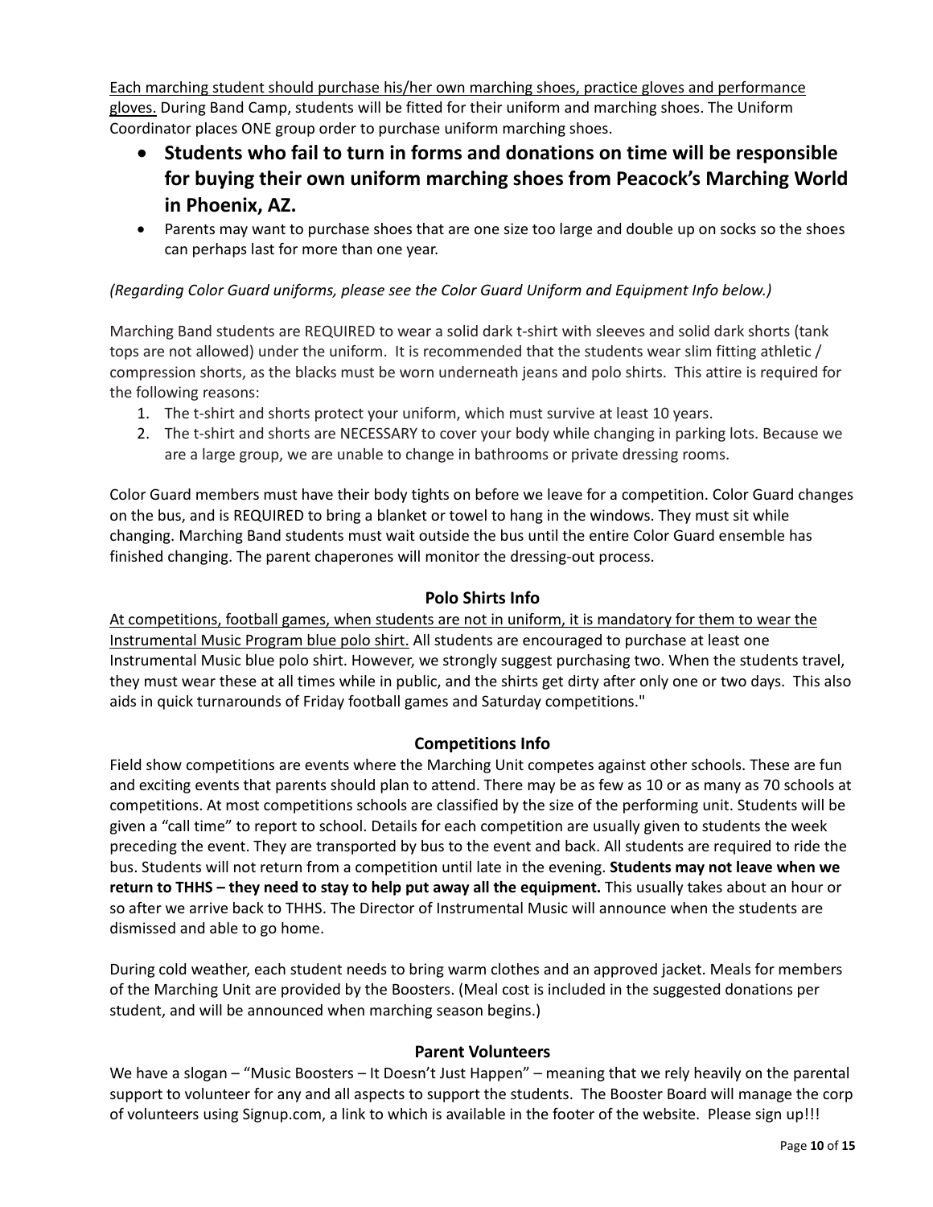<u>Each marching student should purchase his/her own marching shoes, practice gloves and performance gloves.</u> During Band Camp, students will be fitted for their uniform and marching shoes. The Uniform Coordinator places ONE group order to purchase uniform marching shoes.

- **Students who fail to turn in forms and donations on time will be responsible for buying their own uniform marching shoes from Peacock's Marching World in Phoenix, AZ.**
- Parents may want to purchase shoes that are one size too large and double up on socks so the shoes can perhaps last for more than one year.

*(Regarding Color Guard uniforms, please see the Color Guard Uniform and Equipment Info below.)*

Marching Band students are REQUIRED to wear a solid dark t-shirt with sleeves and solid dark shorts (tank tops are not allowed) under the uniform. It is recommended that the students wear slim fitting athletic / compression shorts, as the blacks must be worn underneath jeans and polo shirts. This attire is required for the following reasons:

1. The t-shirt and shorts protect your uniform, which must survive at least 10 years.
2. The t-shirt and shorts are NECESSARY to cover your body while changing in parking lots. Because we are a large group, we are unable to change in bathrooms or private dressing rooms.

Color Guard members must have their body tights on before we leave for a competition. Color Guard changes on the bus, and is REQUIRED to bring a blanket or towel to hang in the windows. They must sit while changing. Marching Band students must wait outside the bus until the entire Color Guard ensemble has finished changing. The parent chaperones will monitor the dressing-out process.

## Polo Shirts Info

<u>At competitions, football games, when students are not in uniform, it is mandatory for them to wear the Instrumental Music Program blue polo shirt.</u> All students are encouraged to purchase at least one Instrumental Music blue polo shirt. However, we strongly suggest purchasing two. When the students travel, they must wear these at all times while in public, and the shirts get dirty after only one or two days. This also aids in quick turnarounds of Friday football games and Saturday competitions."

## Competitions Info

Field show competitions are events where the Marching Unit competes against other schools. These are fun and exciting events that parents should plan to attend. There may be as few as 10 or as many as 70 schools at competitions. At most competitions schools are classified by the size of the performing unit. Students will be given a "call time" to report to school. Details for each competition are usually given to students the week preceding the event. They are transported by bus to the event and back. All students are required to ride the bus. Students will not return from a competition until late in the evening. **Students may not leave when we return to THHS – they need to stay to help put away all the equipment.** This usually takes about an hour or so after we arrive back to THHS. The Director of Instrumental Music will announce when the students are dismissed and able to go home.

During cold weather, each student needs to bring warm clothes and an approved jacket. Meals for members of the Marching Unit are provided by the Boosters. (Meal cost is included in the suggested donations per student, and will be announced when marching season begins.)

## Parent Volunteers

We have a slogan – "Music Boosters – It Doesn't Just Happen" – meaning that we rely heavily on the parental support to volunteer for any and all aspects to support the students. The Booster Board will manage the corp of volunteers using Signup.com, a link to which is available in the footer of the website. Please sign up!!!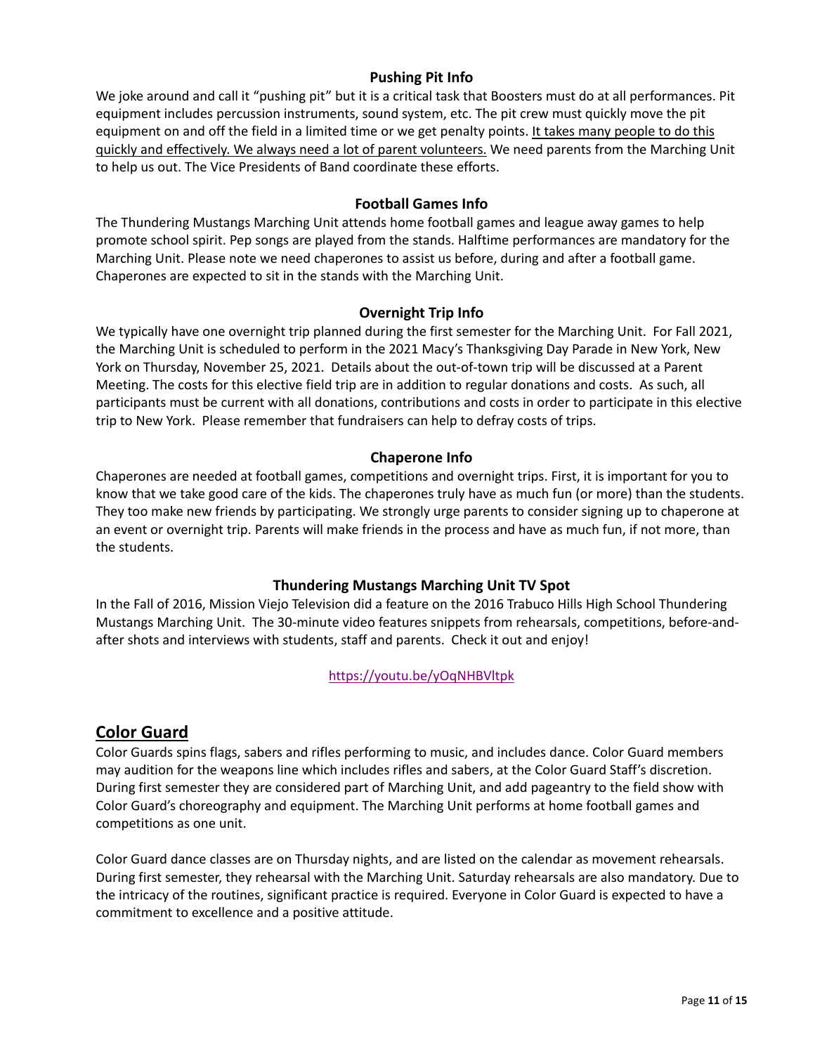### Pushing Pit Info

We joke around and call it "pushing pit" but it is a critical task that Boosters must do at all performances. Pit equipment includes percussion instruments, sound system, etc. The pit crew must quickly move the pit equipment on and off the field in a limited time or we get penalty points. <u>It takes many people to do this quickly and effectively. We always need a lot of parent volunteers.</u> We need parents from the Marching Unit to help us out. The Vice Presidents of Band coordinate these efforts.

### Football Games Info

The Thundering Mustangs Marching Unit attends home football games and league away games to help promote school spirit. Pep songs are played from the stands. Halftime performances are mandatory for the Marching Unit. Please note we need chaperones to assist us before, during and after a football game. Chaperones are expected to sit in the stands with the Marching Unit.

### Overnight Trip Info

We typically have one overnight trip planned during the first semester for the Marching Unit. For Fall 2021, the Marching Unit is scheduled to perform in the 2021 Macy's Thanksgiving Day Parade in New York, New York on Thursday, November 25, 2021. Details about the out-of-town trip will be discussed at a Parent Meeting. The costs for this elective field trip are in addition to regular donations and costs. As such, all participants must be current with all donations, contributions and costs in order to participate in this elective trip to New York. Please remember that fundraisers can help to defray costs of trips.

### Chaperone Info

Chaperones are needed at football games, competitions and overnight trips. First, it is important for you to know that we take good care of the kids. The chaperones truly have as much fun (or more) than the students. They too make new friends by participating. We strongly urge parents to consider signing up to chaperone at an event or overnight trip. Parents will make friends in the process and have as much fun, if not more, than the students.

### Thundering Mustangs Marching Unit TV Spot

In the Fall of 2016, Mission Viejo Television did a feature on the 2016 Trabuco Hills High School Thundering Mustangs Marching Unit. The 30-minute video features snippets from rehearsals, competitions, before-and-after shots and interviews with students, staff and parents. Check it out and enjoy!

https://youtu.be/yOqNHBVltpk

## Color Guard

Color Guards spins flags, sabers and rifles performing to music, and includes dance. Color Guard members may audition for the weapons line which includes rifles and sabers, at the Color Guard Staff's discretion. During first semester they are considered part of Marching Unit, and add pageantry to the field show with Color Guard's choreography and equipment. The Marching Unit performs at home football games and competitions as one unit.

Color Guard dance classes are on Thursday nights, and are listed on the calendar as movement rehearsals. During first semester, they rehearsal with the Marching Unit. Saturday rehearsals are also mandatory. Due to the intricacy of the routines, significant practice is required. Everyone in Color Guard is expected to have a commitment to excellence and a positive attitude.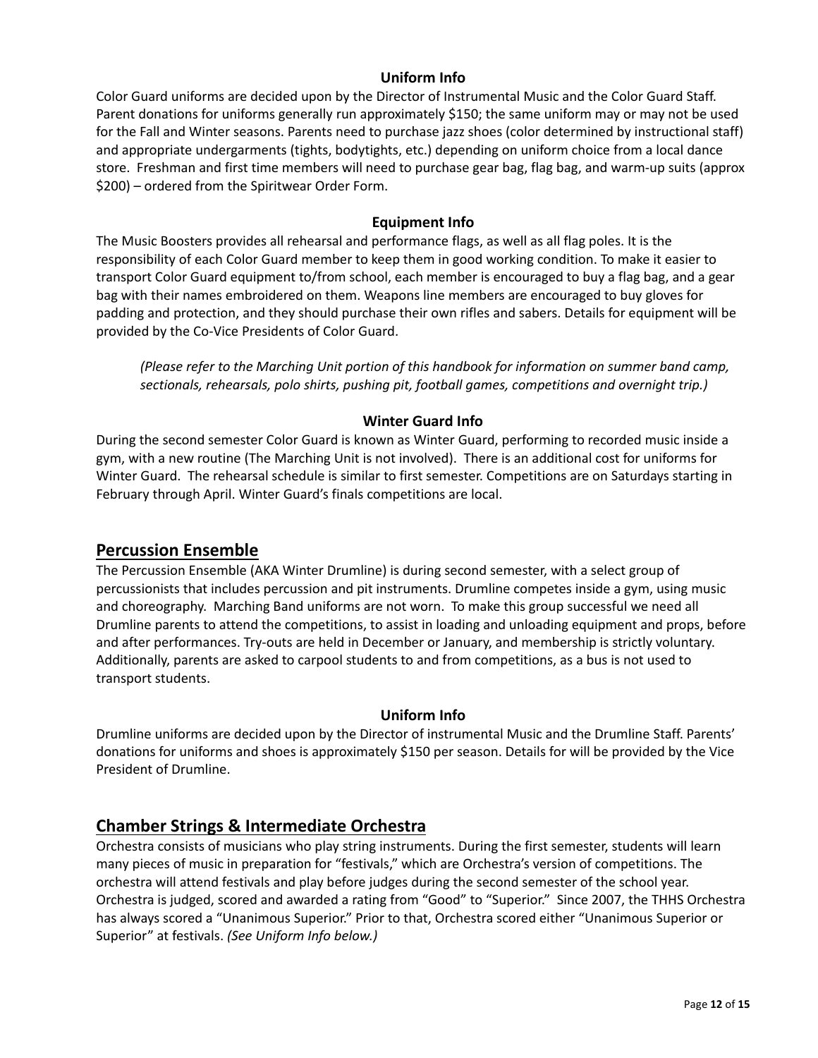### Uniform Info

Color Guard uniforms are decided upon by the Director of Instrumental Music and the Color Guard Staff. Parent donations for uniforms generally run approximately $150; the same uniform may or may not be used for the Fall and Winter seasons. Parents need to purchase jazz shoes (color determined by instructional staff) and appropriate undergarments (tights, bodytights, etc.) depending on uniform choice from a local dance store. Freshman and first time members will need to purchase gear bag, flag bag, and warm-up suits (approx $200) – ordered from the Spiritwear Order Form.

### Equipment Info

The Music Boosters provides all rehearsal and performance flags, as well as all flag poles. It is the responsibility of each Color Guard member to keep them in good working condition. To make it easier to transport Color Guard equipment to/from school, each member is encouraged to buy a flag bag, and a gear bag with their names embroidered on them. Weapons line members are encouraged to buy gloves for padding and protection, and they should purchase their own rifles and sabers. Details for equipment will be provided by the Co-Vice Presidents of Color Guard.

*(Please refer to the Marching Unit portion of this handbook for information on summer band camp, sectionals, rehearsals, polo shirts, pushing pit, football games, competitions and overnight trip.)*

### Winter Guard Info

During the second semester Color Guard is known as Winter Guard, performing to recorded music inside a gym, with a new routine (The Marching Unit is not involved). There is an additional cost for uniforms for Winter Guard. The rehearsal schedule is similar to first semester. Competitions are on Saturdays starting in February through April. Winter Guard's finals competitions are local.

## Percussion Ensemble

The Percussion Ensemble (AKA Winter Drumline) is during second semester, with a select group of percussionists that includes percussion and pit instruments. Drumline competes inside a gym, using music and choreography. Marching Band uniforms are not worn. To make this group successful we need all Drumline parents to attend the competitions, to assist in loading and unloading equipment and props, before and after performances. Try-outs are held in December or January, and membership is strictly voluntary. Additionally, parents are asked to carpool students to and from competitions, as a bus is not used to transport students.

### Uniform Info

Drumline uniforms are decided upon by the Director of instrumental Music and the Drumline Staff. Parents' donations for uniforms and shoes is approximately $150 per season. Details for will be provided by the Vice President of Drumline.

## Chamber Strings & Intermediate Orchestra

Orchestra consists of musicians who play string instruments. During the first semester, students will learn many pieces of music in preparation for "festivals," which are Orchestra's version of competitions. The orchestra will attend festivals and play before judges during the second semester of the school year. Orchestra is judged, scored and awarded a rating from "Good" to "Superior." Since 2007, the THHS Orchestra has always scored a "Unanimous Superior." Prior to that, Orchestra scored either "Unanimous Superior or Superior" at festivals. *(See Uniform Info below.)*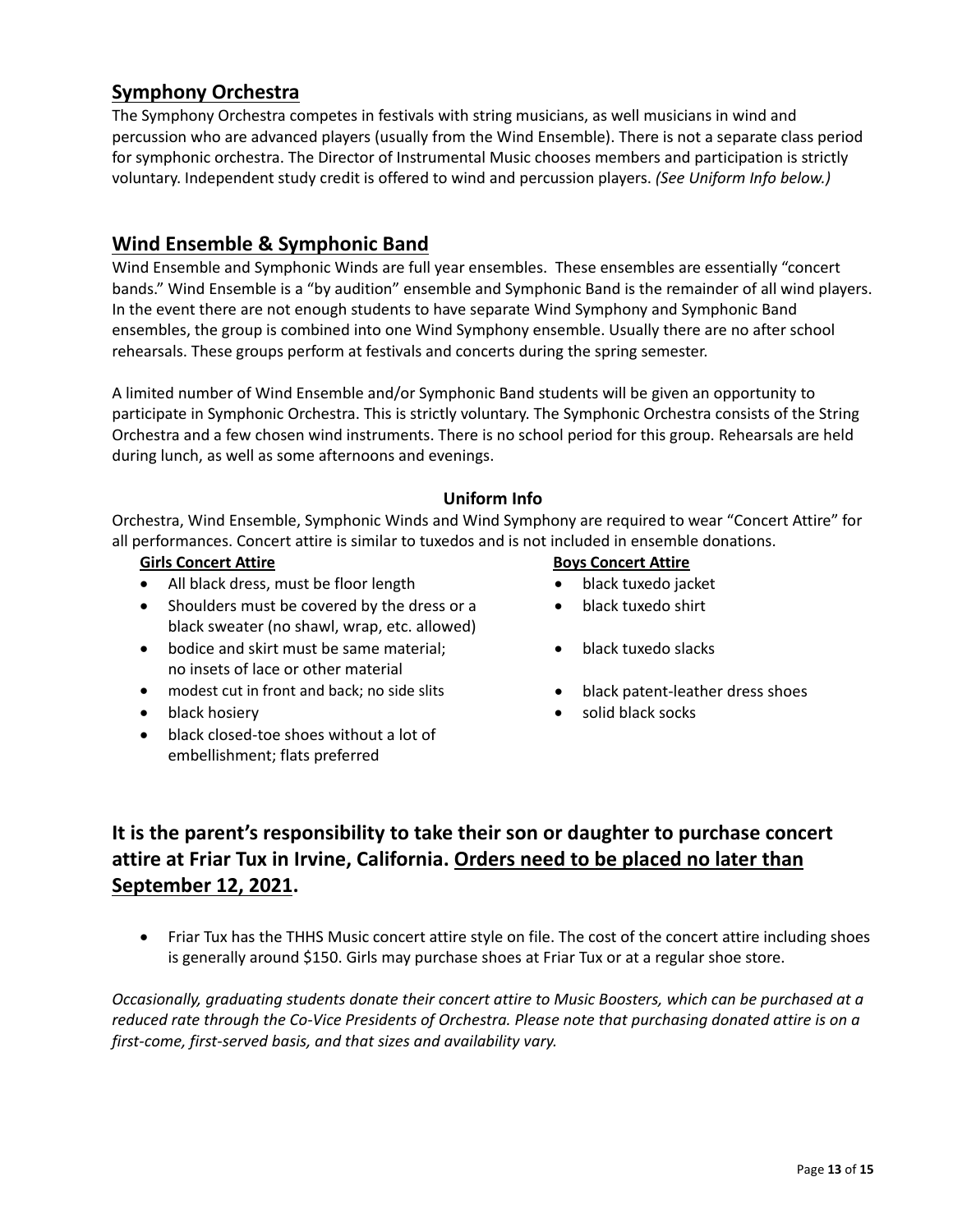## Symphony Orchestra

The Symphony Orchestra competes in festivals with string musicians, as well musicians in wind and percussion who are advanced players (usually from the Wind Ensemble). There is not a separate class period for symphonic orchestra. The Director of Instrumental Music chooses members and participation is strictly voluntary. Independent study credit is offered to wind and percussion players. *(See Uniform Info below.)*

## Wind Ensemble & Symphonic Band

Wind Ensemble and Symphonic Winds are full year ensembles. These ensembles are essentially "concert bands." Wind Ensemble is a "by audition" ensemble and Symphonic Band is the remainder of all wind players. In the event there are not enough students to have separate Wind Symphony and Symphonic Band ensembles, the group is combined into one Wind Symphony ensemble. Usually there are no after school rehearsals. These groups perform at festivals and concerts during the spring semester.

A limited number of Wind Ensemble and/or Symphonic Band students will be given an opportunity to participate in Symphonic Orchestra. This is strictly voluntary. The Symphonic Orchestra consists of the String Orchestra and a few chosen wind instruments. There is no school period for this group. Rehearsals are held during lunch, as well as some afternoons and evenings.

### Uniform Info

Orchestra, Wind Ensemble, Symphonic Winds and Wind Symphony are required to wear "Concert Attire" for all performances. Concert attire is similar to tuxedos and is not included in ensemble donations.

**Girls Concert Attire**

- All black dress, must be floor length
- Shoulders must be covered by the dress or a black sweater (no shawl, wrap, etc. allowed)
- bodice and skirt must be same material; no insets of lace or other material
- modest cut in front and back; no side slits
- black hosiery
- black closed-toe shoes without a lot of embellishment; flats preferred

**Boys Concert Attire**

- black tuxedo jacket
- black tuxedo shirt
- black tuxedo slacks
- black patent-leather dress shoes
- solid black socks

**It is the parent's responsibility to take their son or daughter to purchase concert attire at Friar Tux in Irvine, California. Orders need to be placed no later than September 12, 2021.**

- Friar Tux has the THHS Music concert attire style on file. The cost of the concert attire including shoes is generally around $150. Girls may purchase shoes at Friar Tux or at a regular shoe store.

*Occasionally, graduating students donate their concert attire to Music Boosters, which can be purchased at a reduced rate through the Co-Vice Presidents of Orchestra. Please note that purchasing donated attire is on a first-come, first-served basis, and that sizes and availability vary.*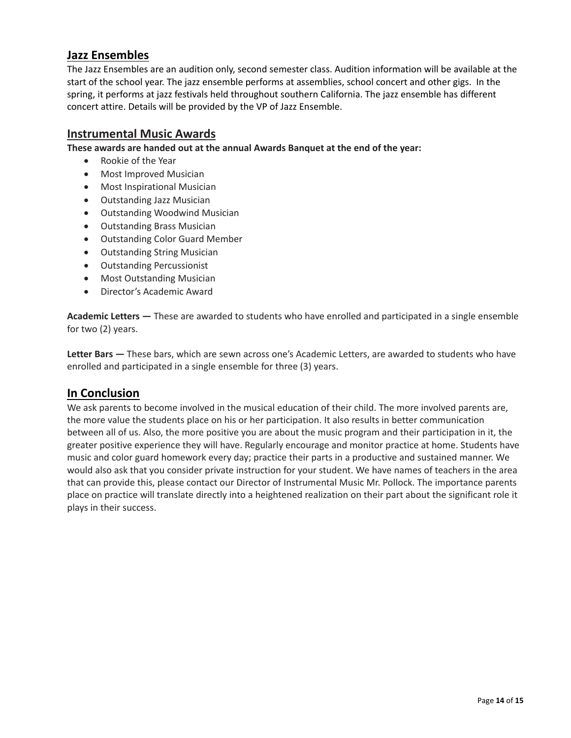## Jazz Ensembles

The Jazz Ensembles are an audition only, second semester class. Audition information will be available at the start of the school year. The jazz ensemble performs at assemblies, school concert and other gigs. In the spring, it performs at jazz festivals held throughout southern California. The jazz ensemble has different concert attire. Details will be provided by the VP of Jazz Ensemble.

## Instrumental Music Awards

**These awards are handed out at the annual Awards Banquet at the end of the year:**

- Rookie of the Year
- Most Improved Musician
- Most Inspirational Musician
- Outstanding Jazz Musician
- Outstanding Woodwind Musician
- Outstanding Brass Musician
- Outstanding Color Guard Member
- Outstanding String Musician
- Outstanding Percussionist
- Most Outstanding Musician
- Director's Academic Award

**Academic Letters —** These are awarded to students who have enrolled and participated in a single ensemble for two (2) years.

**Letter Bars —** These bars, which are sewn across one's Academic Letters, are awarded to students who have enrolled and participated in a single ensemble for three (3) years.

## In Conclusion

We ask parents to become involved in the musical education of their child. The more involved parents are, the more value the students place on his or her participation. It also results in better communication between all of us. Also, the more positive you are about the music program and their participation in it, the greater positive experience they will have. Regularly encourage and monitor practice at home. Students have music and color guard homework every day; practice their parts in a productive and sustained manner. We would also ask that you consider private instruction for your student. We have names of teachers in the area that can provide this, please contact our Director of Instrumental Music Mr. Pollock. The importance parents place on practice will translate directly into a heightened realization on their part about the significant role it plays in their success.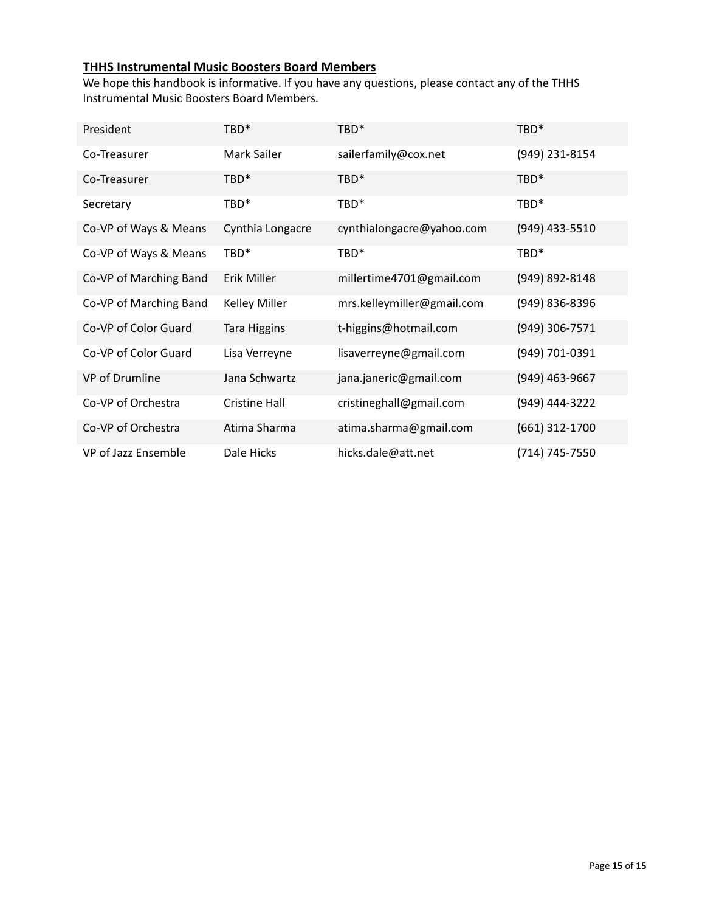**<u>THHS Instrumental Music Boosters Board Members</u>**

We hope this handbook is informative. If you have any questions, please contact any of the THHS Instrumental Music Boosters Board Members.

| | | | |
|---|---|---|---|
| President | TBD* | TBD* | TBD* |
| Co-Treasurer | Mark Sailer | sailerfamily@cox.net | (949) 231-8154 |
| Co-Treasurer | TBD* | TBD* | TBD* |
| Secretary | TBD* | TBD* | TBD* |
| Co-VP of Ways & Means | Cynthia Longacre | cynthialongacre@yahoo.com | (949) 433-5510 |
| Co-VP of Ways & Means | TBD* | TBD* | TBD* |
| Co-VP of Marching Band | Erik Miller | millertime4701@gmail.com | (949) 892-8148 |
| Co-VP of Marching Band | Kelley Miller | mrs.kelleymiller@gmail.com | (949) 836-8396 |
| Co-VP of Color Guard | Tara Higgins | t-higgins@hotmail.com | (949) 306-7571 |
| Co-VP of Color Guard | Lisa Verreyne | lisaverreyne@gmail.com | (949) 701-0391 |
| VP of Drumline | Jana Schwartz | jana.janeric@gmail.com | (949) 463-9667 |
| Co-VP of Orchestra | Cristine Hall | cristineghall@gmail.com | (949) 444-3222 |
| Co-VP of Orchestra | Atima Sharma | atima.sharma@gmail.com | (661) 312-1700 |
| VP of Jazz Ensemble | Dale Hicks | hicks.dale@att.net | (714) 745-7550 |